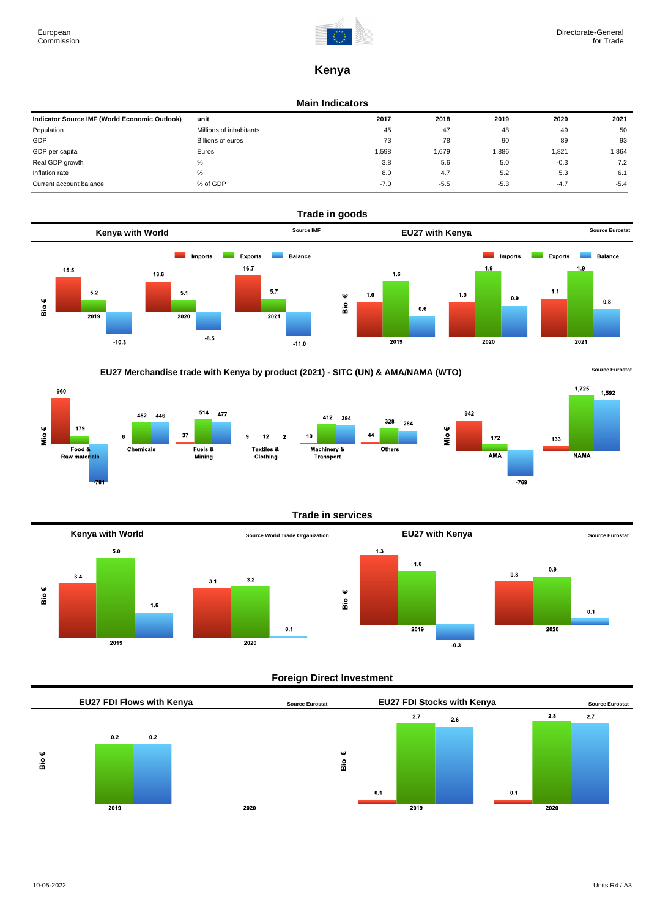# Kenya

## Main Indicators

| Indicator Source IMF (World Economic Outlook) | unit | 2017 | 2018 | 2019 | 2020 | 2021 |
|---|---|---|---|---|---|---|
| Population | Millions of inhabitants | 45 | 47 | 48 | 49 | 50 |
| GDP | Billions of euros | 73 | 78 | 90 | 89 | 93 |
| GDP per capita | Euros | 1,598 | 1,679 | 1,886 | 1,821 | 1,864 |
| Real GDP growth | % | 3.8 | 5.6 | 5.0 | -0.3 | 7.2 |
| Inflation rate | % | 8.0 | 4.7 | 5.2 | 5.3 | 6.1 |
| Current account balance | % of GDP | -7.0 | -5.5 | -5.3 | -4.7 | -5.4 |

## Trade in goods

### Kenya with World

Source IMF

Bio €

| | Imports | Exports | Balance |
|---|---|---|---|
| 2019 | 15.5 | 5.2 | -10.3 |
| 2020 | 13.6 | 5.1 | -8.5 |
| 2021 | 16.7 | 5.7 | -11.0 |

### EU27 with Kenya

Source Eurostat

Bio €

| | Imports | Exports | Balance |
|---|---|---|---|
| 2019 | 1.0 | 1.6 | 0.6 |
| 2020 | 1.0 | 1.9 | 0.9 |
| 2021 | 1.1 | 1.9 | 0.8 |

### EU27 Merchandise trade with Kenya by product (2021) - SITC (UN) & AMA/NAMA (WTO)

Source Eurostat

Mio €

| | Imports | Exports | Balance |
|---|---|---|---|
| Food & Raw materials | 960 | 179 | -781 |
| Chemicals | 6 | 452 | 446 |
| Fuels & Mining | 37 | 514 | 477 |
| Textiles & Clothing | 9 | 12 | 2 |
| Machinery & Transport | 19 | 412 | 394 |
| Others | 44 | 328 | 284 |

Mio €

| | Imports | Exports | Balance |
|---|---|---|---|
| AMA | 942 | 172 | -769 |
| NAMA | 133 | 1,725 | 1,592 |

## Trade in services

### Kenya with World

Source World Trade Organization

Bio €

| | Imports | Exports | Balance |
|---|---|---|---|
| 2019 | 3.4 | 5.0 | 1.6 |
| 2020 | 3.1 | 3.2 | 0.1 |

### EU27 with Kenya

Source Eurostat

Bio €

| | Imports | Exports | Balance |
|---|---|---|---|
| 2019 | 1.3 | 1.0 | -0.3 |
| 2020 | 0.8 | 0.9 | 0.1 |

## Foreign Direct Investment

### EU27 FDI Flows with Kenya

Source Eurostat

Bio €

| | Inflows | Outflows |
|---|---|---|
| 2019 | 0.2 | 0.2 |
| 2020 | | |

### EU27 FDI Stocks with Kenya

Source Eurostat

Bio €

| | Inward | Outward | Balance |
|---|---|---|---|
| 2019 | 0.1 | 2.7 | 2.6 |
| 2020 | 0.1 | 2.8 | 2.7 |

10-05-2022

Units R4 / A3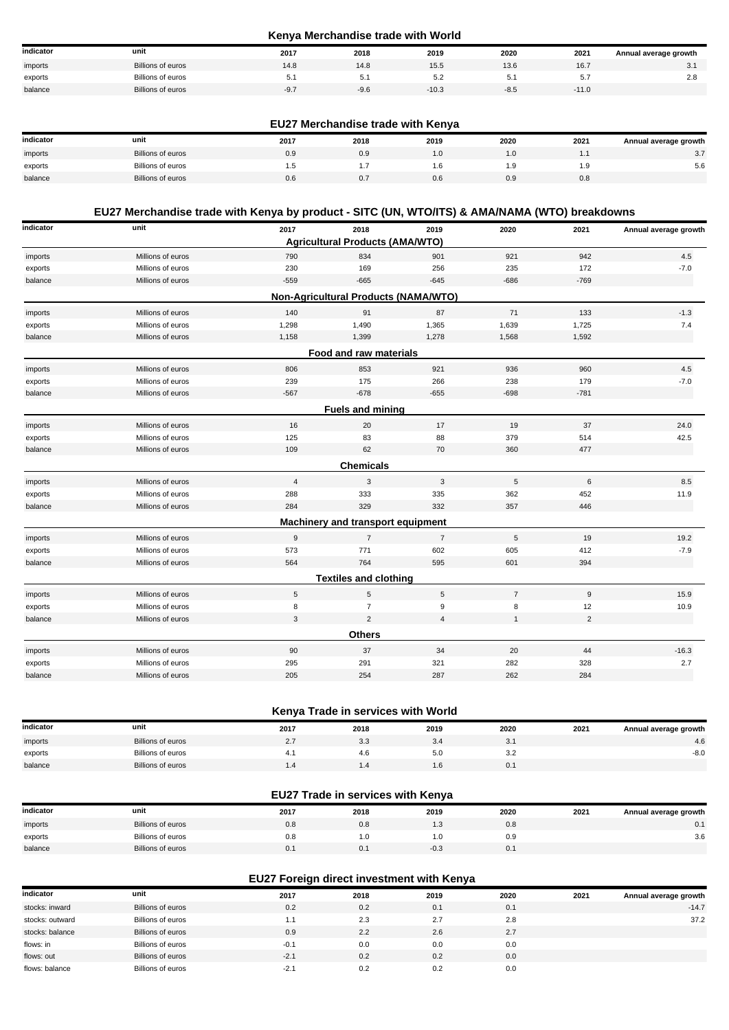## Kenya Merchandise trade with World

| indicator | unit | 2017 | 2018 | 2019 | 2020 | 2021 | Annual average growth |
|---|---|---|---|---|---|---|---|
| imports | Billions of euros | 14.8 | 14.8 | 15.5 | 13.6 | 16.7 | 3.1 |
| exports | Billions of euros | 5.1 | 5.1 | 5.2 | 5.1 | 5.7 | 2.8 |
| balance | Billions of euros | -9.7 | -9.6 | -10.3 | -8.5 | -11.0 | |

## EU27 Merchandise trade with Kenya

| indicator | unit | 2017 | 2018 | 2019 | 2020 | 2021 | Annual average growth |
|---|---|---|---|---|---|---|---|
| imports | Billions of euros | 0.9 | 0.9 | 1.0 | 1.0 | 1.1 | 3.7 |
| exports | Billions of euros | 1.5 | 1.7 | 1.6 | 1.9 | 1.9 | 5.6 |
| balance | Billions of euros | 0.6 | 0.7 | 0.6 | 0.9 | 0.8 | |

## EU27 Merchandise trade with Kenya by product - SITC (UN, WTO/ITS) & AMA/NAMA (WTO) breakdowns

| indicator | unit | 2017 | 2018 | 2019 | 2020 | 2021 | Annual average growth |
|---|---|---|---|---|---|---|---|
| | | | **Agricultural Products (AMA/WTO)** | | | | |
| imports | Millions of euros | 790 | 834 | 901 | 921 | 942 | 4.5 |
| exports | Millions of euros | 230 | 169 | 256 | 235 | 172 | -7.0 |
| balance | Millions of euros | -559 | -665 | -645 | -686 | -769 | |
| | | | **Non-Agricultural Products (NAMA/WTO)** | | | | |
| imports | Millions of euros | 140 | 91 | 87 | 71 | 133 | -1.3 |
| exports | Millions of euros | 1,298 | 1,490 | 1,365 | 1,639 | 1,725 | 7.4 |
| balance | Millions of euros | 1,158 | 1,399 | 1,278 | 1,568 | 1,592 | |
| | | | **Food and raw materials** | | | | |
| imports | Millions of euros | 806 | 853 | 921 | 936 | 960 | 4.5 |
| exports | Millions of euros | 239 | 175 | 266 | 238 | 179 | -7.0 |
| balance | Millions of euros | -567 | -678 | -655 | -698 | -781 | |
| | | | **Fuels and mining** | | | | |
| imports | Millions of euros | 16 | 20 | 17 | 19 | 37 | 24.0 |
| exports | Millions of euros | 125 | 83 | 88 | 379 | 514 | 42.5 |
| balance | Millions of euros | 109 | 62 | 70 | 360 | 477 | |
| | | | **Chemicals** | | | | |
| imports | Millions of euros | 4 | 3 | 3 | 5 | 6 | 8.5 |
| exports | Millions of euros | 288 | 333 | 335 | 362 | 452 | 11.9 |
| balance | Millions of euros | 284 | 329 | 332 | 357 | 446 | |
| | | | **Machinery and transport equipment** | | | | |
| imports | Millions of euros | 9 | 7 | 7 | 5 | 19 | 19.2 |
| exports | Millions of euros | 573 | 771 | 602 | 605 | 412 | -7.9 |
| balance | Millions of euros | 564 | 764 | 595 | 601 | 394 | |
| | | | **Textiles and clothing** | | | | |
| imports | Millions of euros | 5 | 5 | 5 | 7 | 9 | 15.9 |
| exports | Millions of euros | 8 | 7 | 9 | 8 | 12 | 10.9 |
| balance | Millions of euros | 3 | 2 | 4 | 1 | 2 | |
| | | | **Others** | | | | |
| imports | Millions of euros | 90 | 37 | 34 | 20 | 44 | -16.3 |
| exports | Millions of euros | 295 | 291 | 321 | 282 | 328 | 2.7 |
| balance | Millions of euros | 205 | 254 | 287 | 262 | 284 | |

## Kenya Trade in services with World

| indicator | unit | 2017 | 2018 | 2019 | 2020 | 2021 | Annual average growth |
|---|---|---|---|---|---|---|---|
| imports | Billions of euros | 2.7 | 3.3 | 3.4 | 3.1 | | 4.6 |
| exports | Billions of euros | 4.1 | 4.6 | 5.0 | 3.2 | | -8.0 |
| balance | Billions of euros | 1.4 | 1.4 | 1.6 | 0.1 | | |

## EU27 Trade in services with Kenya

| indicator | unit | 2017 | 2018 | 2019 | 2020 | 2021 | Annual average growth |
|---|---|---|---|---|---|---|---|
| imports | Billions of euros | 0.8 | 0.8 | 1.3 | 0.8 | | 0.1 |
| exports | Billions of euros | 0.8 | 1.0 | 1.0 | 0.9 | | 3.6 |
| balance | Billions of euros | 0.1 | 0.1 | -0.3 | 0.1 | | |

## EU27 Foreign direct investment with Kenya

| indicator | unit | 2017 | 2018 | 2019 | 2020 | 2021 | Annual average growth |
|---|---|---|---|---|---|---|---|
| stocks: inward | Billions of euros | 0.2 | 0.2 | 0.1 | 0.1 | | -14.7 |
| stocks: outward | Billions of euros | 1.1 | 2.3 | 2.7 | 2.8 | | 37.2 |
| stocks: balance | Billions of euros | 0.9 | 2.2 | 2.6 | 2.7 | | |
| flows: in | Billions of euros | -0.1 | 0.0 | 0.0 | 0.0 | | |
| flows: out | Billions of euros | -2.1 | 0.2 | 0.2 | 0.0 | | |
| flows: balance | Billions of euros | -2.1 | 0.2 | 0.2 | 0.0 | | |